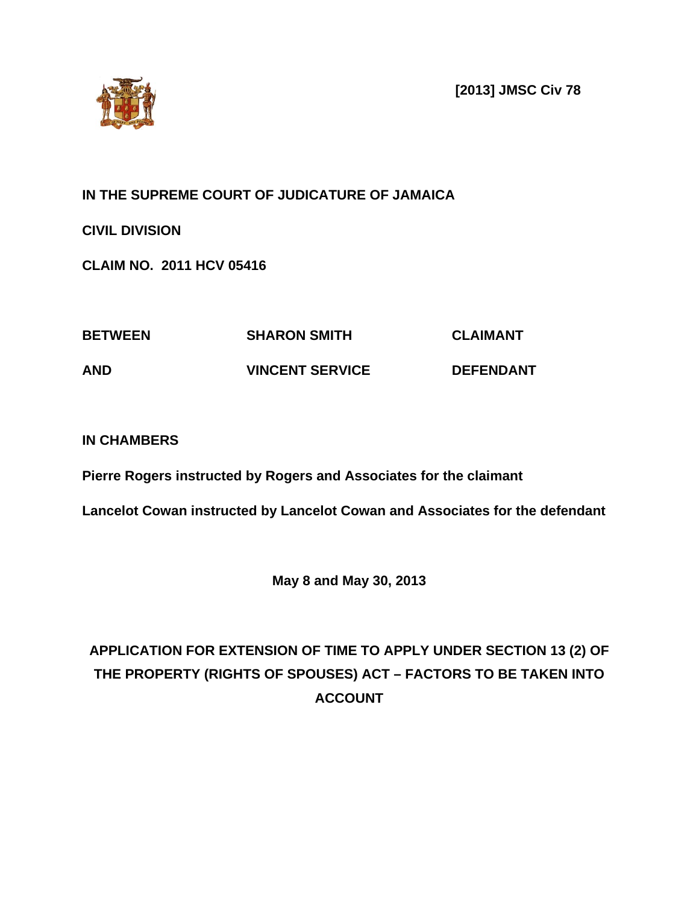**[2013] JMSC Civ 78**

**IN THE SUPREME COURT OF JUDICATURE OF JAMAICA**

**CIVIL DIVISION**

**CLAIM NO. 2011 HCV 05416**

| | | |
|---|---|---|
| **BETWEEN** | **SHARON SMITH** | **CLAIMANT** |
| **AND** | **VINCENT SERVICE** | **DEFENDANT** |

**IN CHAMBERS**

**Pierre Rogers instructed by Rogers and Associates for the claimant**

**Lancelot Cowan instructed by Lancelot Cowan and Associates for the defendant**

**May 8 and May 30, 2013**

**APPLICATION FOR EXTENSION OF TIME TO APPLY UNDER SECTION 13 (2) OF THE PROPERTY (RIGHTS OF SPOUSES) ACT – FACTORS TO BE TAKEN INTO ACCOUNT**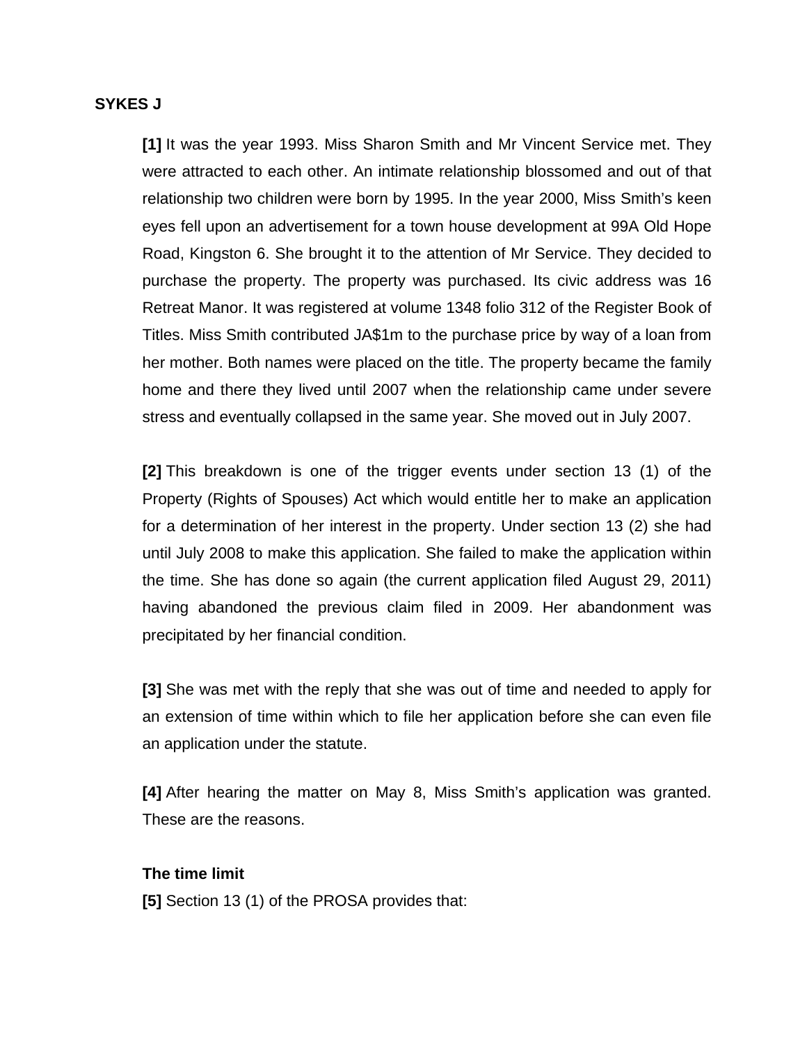**SYKES J**

**[1]** It was the year 1993. Miss Sharon Smith and Mr Vincent Service met. They were attracted to each other. An intimate relationship blossomed and out of that relationship two children were born by 1995. In the year 2000, Miss Smith's keen eyes fell upon an advertisement for a town house development at 99A Old Hope Road, Kingston 6. She brought it to the attention of Mr Service. They decided to purchase the property. The property was purchased. Its civic address was 16 Retreat Manor. It was registered at volume 1348 folio 312 of the Register Book of Titles. Miss Smith contributed JA$1m to the purchase price by way of a loan from her mother. Both names were placed on the title. The property became the family home and there they lived until 2007 when the relationship came under severe stress and eventually collapsed in the same year. She moved out in July 2007.

**[2]** This breakdown is one of the trigger events under section 13 (1) of the Property (Rights of Spouses) Act which would entitle her to make an application for a determination of her interest in the property. Under section 13 (2) she had until July 2008 to make this application. She failed to make the application within the time. She has done so again (the current application filed August 29, 2011) having abandoned the previous claim filed in 2009. Her abandonment was precipitated by her financial condition.

**[3]** She was met with the reply that she was out of time and needed to apply for an extension of time within which to file her application before she can even file an application under the statute.

**[4]** After hearing the matter on May 8, Miss Smith's application was granted. These are the reasons.

**The time limit**

**[5]** Section 13 (1) of the PROSA provides that: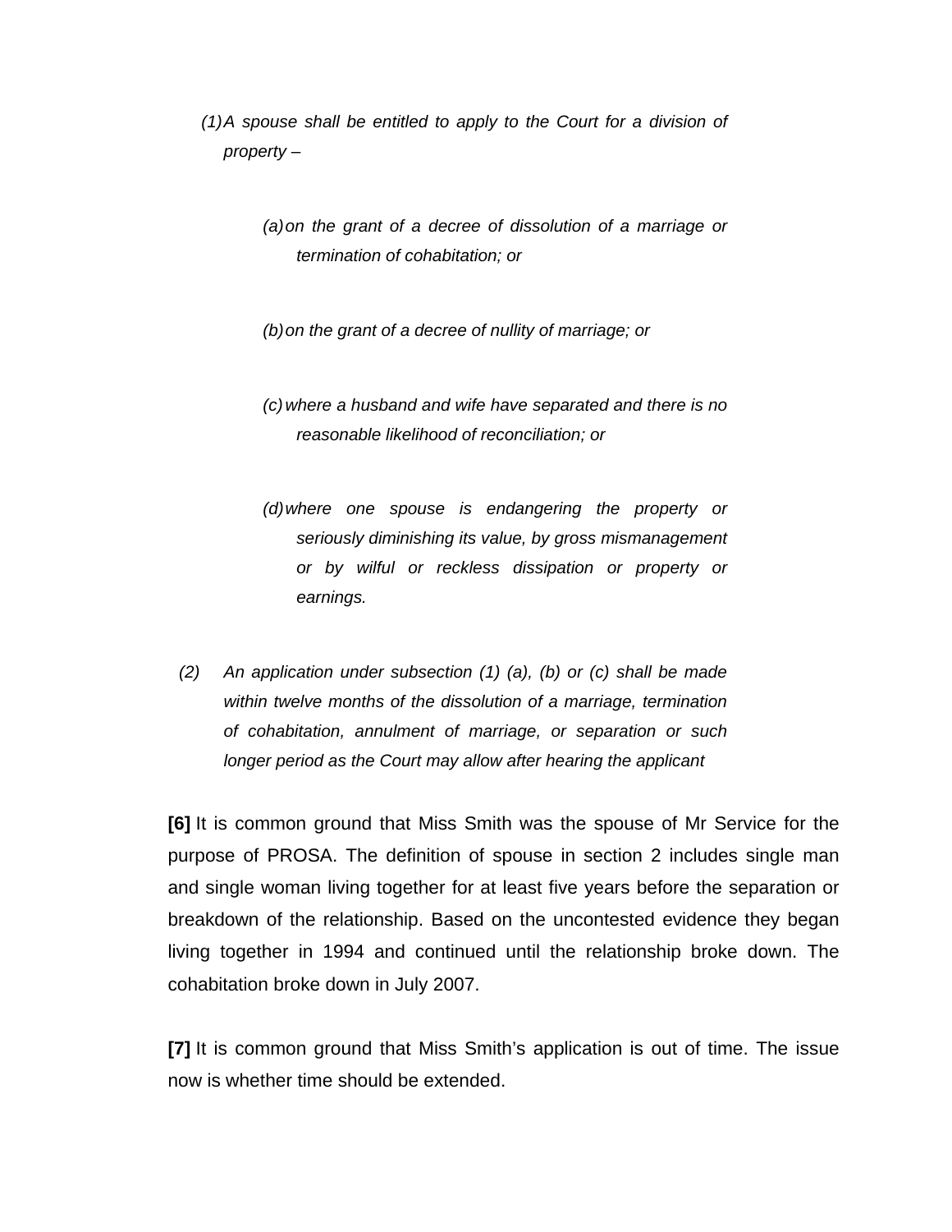> *(1) A spouse shall be entitled to apply to the Court for a division of property –*
>
> > *(a) on the grant of a decree of dissolution of a marriage or termination of cohabitation; or*
> >
> > *(b) on the grant of a decree of nullity of marriage; or*
> >
> > *(c) where a husband and wife have separated and there is no reasonable likelihood of reconciliation; or*
> >
> > *(d) where one spouse is endangering the property or seriously diminishing its value, by gross mismanagement or by wilful or reckless dissipation or property or earnings.*
>
> *(2) An application under subsection (1) (a), (b) or (c) shall be made within twelve months of the dissolution of a marriage, termination of cohabitation, annulment of marriage, or separation or such longer period as the Court may allow after hearing the applicant*

**[6]** It is common ground that Miss Smith was the spouse of Mr Service for the purpose of PROSA. The definition of spouse in section 2 includes single man and single woman living together for at least five years before the separation or breakdown of the relationship. Based on the uncontested evidence they began living together in 1994 and continued until the relationship broke down. The cohabitation broke down in July 2007.

**[7]** It is common ground that Miss Smith's application is out of time. The issue now is whether time should be extended.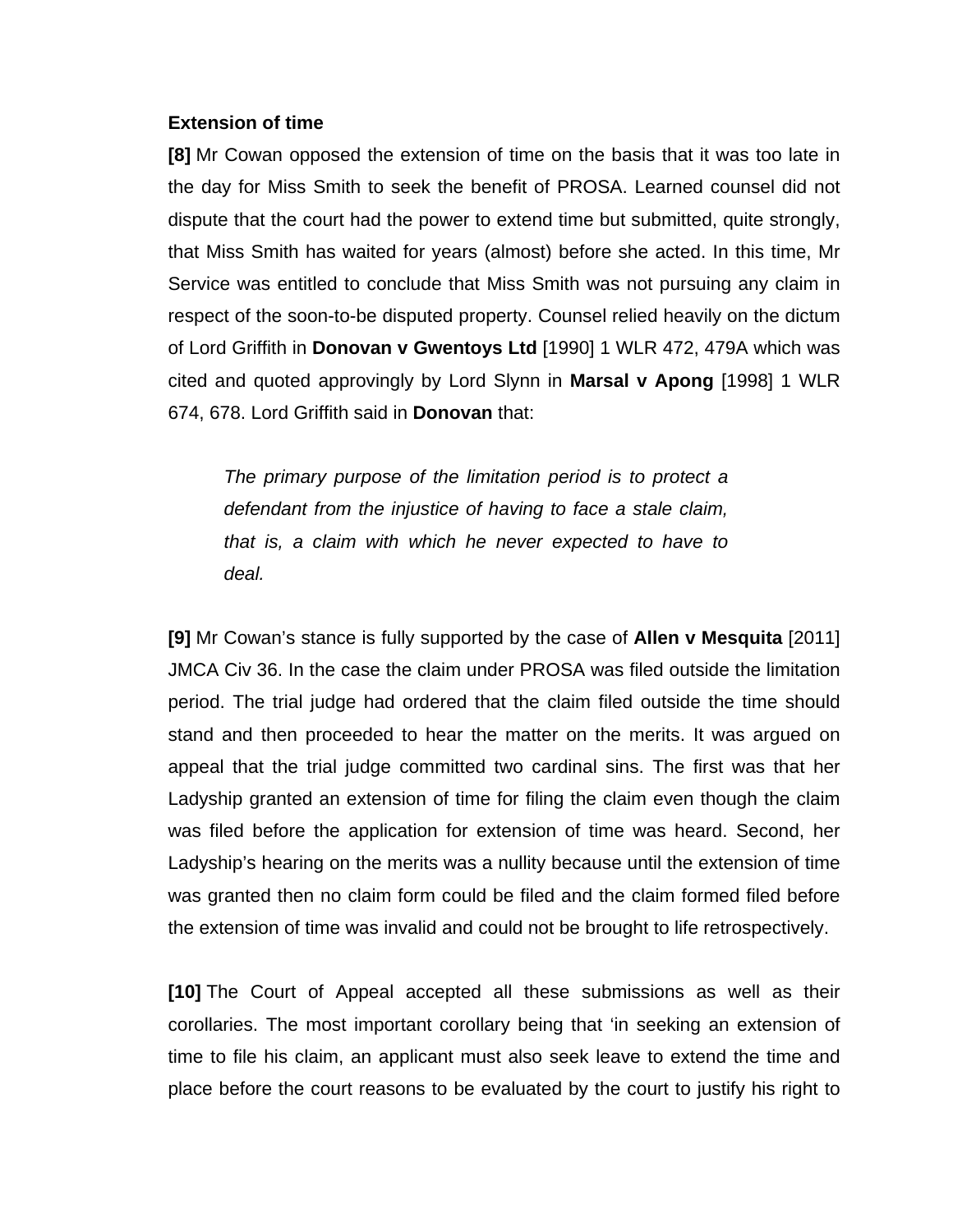**Extension of time**

**[8]** Mr Cowan opposed the extension of time on the basis that it was too late in the day for Miss Smith to seek the benefit of PROSA. Learned counsel did not dispute that the court had the power to extend time but submitted, quite strongly, that Miss Smith has waited for years (almost) before she acted. In this time, Mr Service was entitled to conclude that Miss Smith was not pursuing any claim in respect of the soon-to-be disputed property. Counsel relied heavily on the dictum of Lord Griffith in **Donovan v Gwentoys Ltd** [1990] 1 WLR 472, 479A which was cited and quoted approvingly by Lord Slynn in **Marsal v Apong** [1998] 1 WLR 674, 678. Lord Griffith said in **Donovan** that:

> *The primary purpose of the limitation period is to protect a defendant from the injustice of having to face a stale claim, that is, a claim with which he never expected to have to deal.*

**[9]** Mr Cowan's stance is fully supported by the case of **Allen v Mesquita** [2011] JMCA Civ 36. In the case the claim under PROSA was filed outside the limitation period. The trial judge had ordered that the claim filed outside the time should stand and then proceeded to hear the matter on the merits. It was argued on appeal that the trial judge committed two cardinal sins. The first was that her Ladyship granted an extension of time for filing the claim even though the claim was filed before the application for extension of time was heard. Second, her Ladyship's hearing on the merits was a nullity because until the extension of time was granted then no claim form could be filed and the claim formed filed before the extension of time was invalid and could not be brought to life retrospectively.

**[10]** The Court of Appeal accepted all these submissions as well as their corollaries. The most important corollary being that 'in seeking an extension of time to file his claim, an applicant must also seek leave to extend the time and place before the court reasons to be evaluated by the court to justify his right to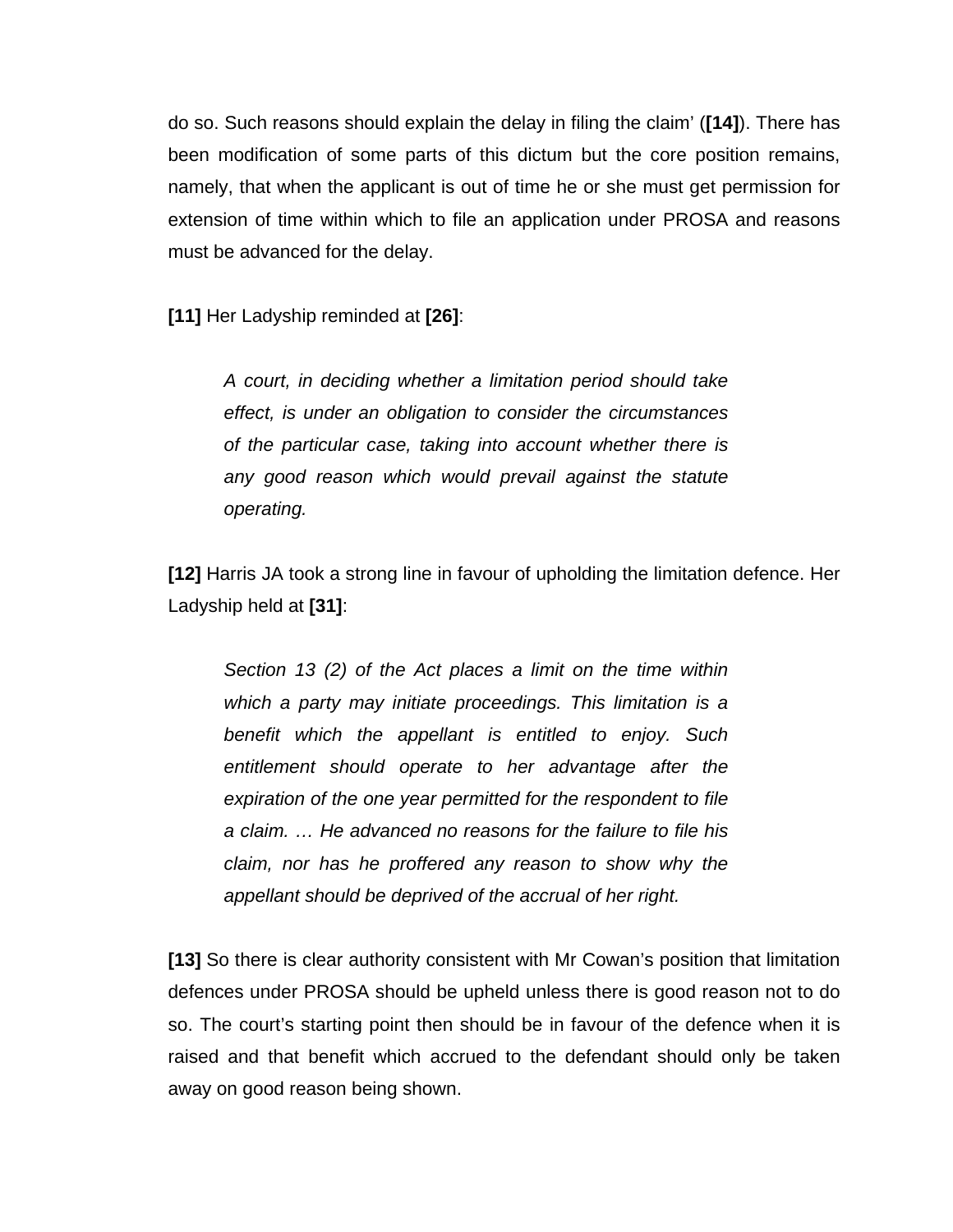do so. Such reasons should explain the delay in filing the claim' (**[14]**). There has been modification of some parts of this dictum but the core position remains, namely, that when the applicant is out of time he or she must get permission for extension of time within which to file an application under PROSA and reasons must be advanced for the delay.

**[11]** Her Ladyship reminded at **[26]**:

> *A court, in deciding whether a limitation period should take effect, is under an obligation to consider the circumstances of the particular case, taking into account whether there is any good reason which would prevail against the statute operating.*

**[12]** Harris JA took a strong line in favour of upholding the limitation defence. Her Ladyship held at **[31]**:

> *Section 13 (2) of the Act places a limit on the time within which a party may initiate proceedings. This limitation is a benefit which the appellant is entitled to enjoy. Such entitlement should operate to her advantage after the expiration of the one year permitted for the respondent to file a claim. … He advanced no reasons for the failure to file his claim, nor has he proffered any reason to show why the appellant should be deprived of the accrual of her right.*

**[13]** So there is clear authority consistent with Mr Cowan's position that limitation defences under PROSA should be upheld unless there is good reason not to do so. The court's starting point then should be in favour of the defence when it is raised and that benefit which accrued to the defendant should only be taken away on good reason being shown.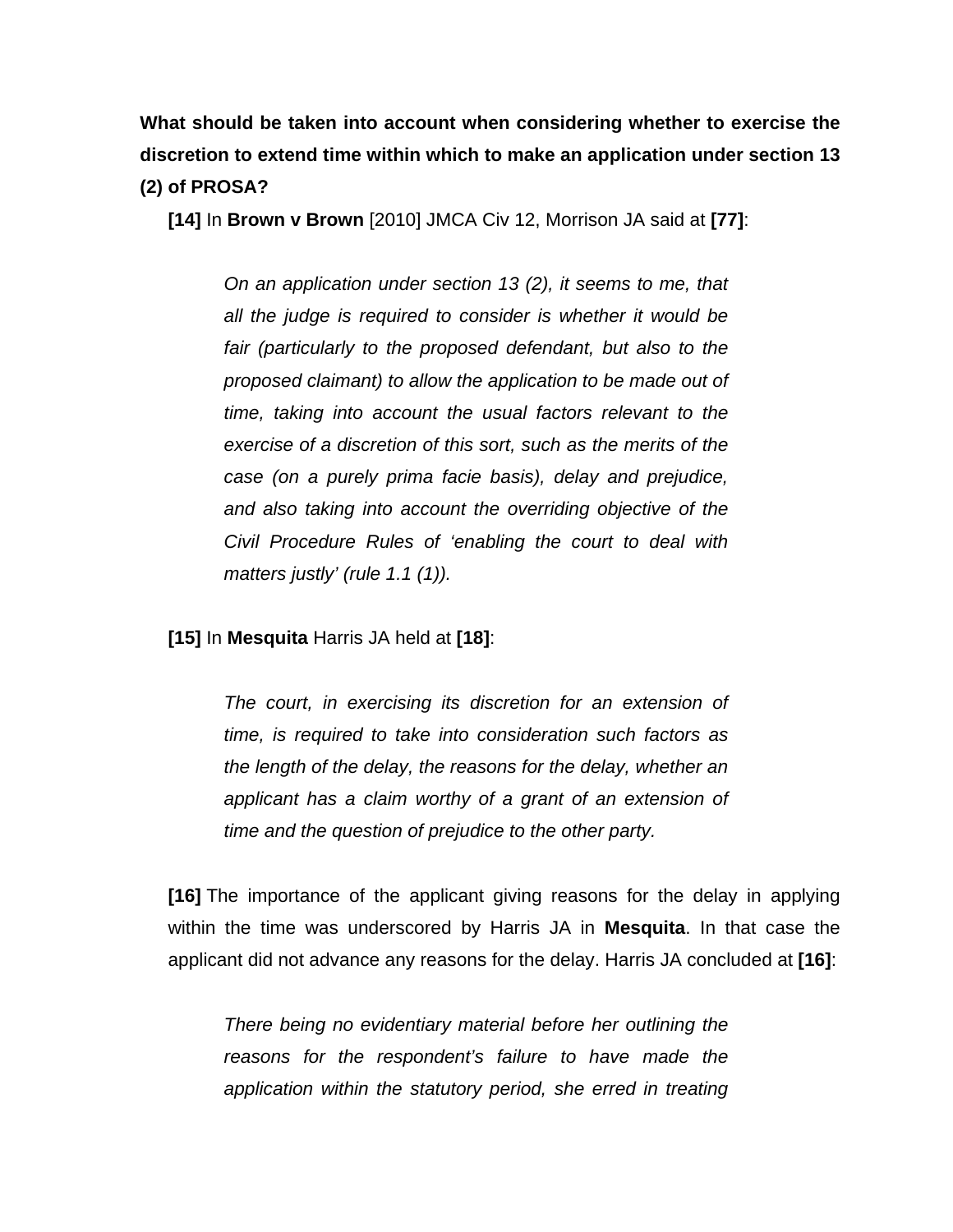**What should be taken into account when considering whether to exercise the discretion to extend time within which to make an application under section 13 (2) of PROSA?**

**[14]** In **Brown v Brown** [2010] JMCA Civ 12, Morrison JA said at **[77]**:

> *On an application under section 13 (2), it seems to me, that all the judge is required to consider is whether it would be fair (particularly to the proposed defendant, but also to the proposed claimant) to allow the application to be made out of time, taking into account the usual factors relevant to the exercise of a discretion of this sort, such as the merits of the case (on a purely prima facie basis), delay and prejudice, and also taking into account the overriding objective of the Civil Procedure Rules of 'enabling the court to deal with matters justly' (rule 1.1 (1)).*

**[15]** In **Mesquita** Harris JA held at **[18]**:

> *The court, in exercising its discretion for an extension of time, is required to take into consideration such factors as the length of the delay, the reasons for the delay, whether an applicant has a claim worthy of a grant of an extension of time and the question of prejudice to the other party.*

**[16]** The importance of the applicant giving reasons for the delay in applying within the time was underscored by Harris JA in **Mesquita**. In that case the applicant did not advance any reasons for the delay. Harris JA concluded at **[16]**:

> *There being no evidentiary material before her outlining the reasons for the respondent's failure to have made the application within the statutory period, she erred in treating*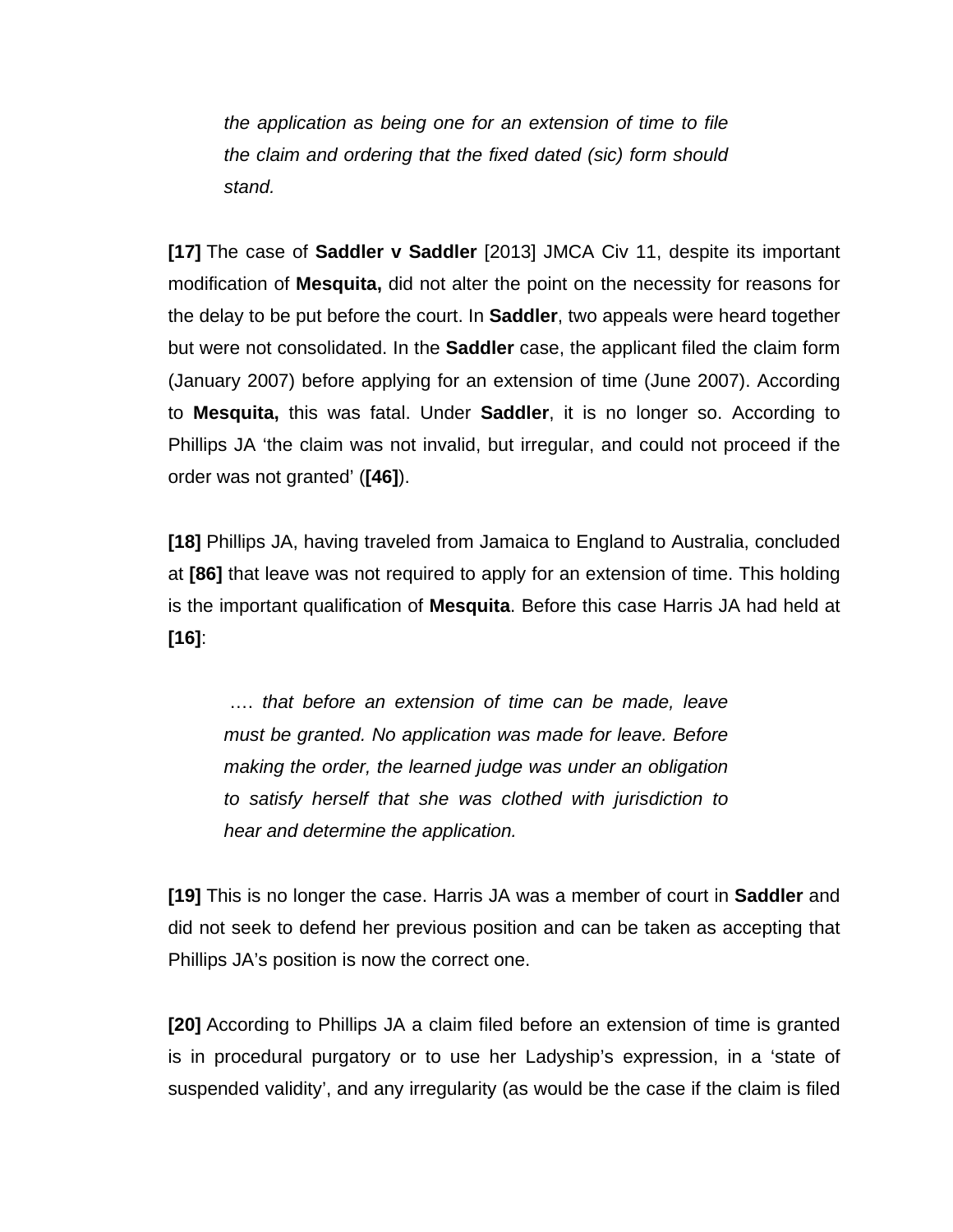*the application as being one for an extension of time to file the claim and ordering that the fixed dated (sic) form should stand.*

**[17]** The case of **Saddler v Saddler** [2013] JMCA Civ 11, despite its important modification of **Mesquita,** did not alter the point on the necessity for reasons for the delay to be put before the court. In **Saddler**, two appeals were heard together but were not consolidated. In the **Saddler** case, the applicant filed the claim form (January 2007) before applying for an extension of time (June 2007). According to **Mesquita,** this was fatal. Under **Saddler**, it is no longer so. According to Phillips JA 'the claim was not invalid, but irregular, and could not proceed if the order was not granted' (**[46]**).

**[18]** Phillips JA, having traveled from Jamaica to England to Australia, concluded at **[86]** that leave was not required to apply for an extension of time. This holding is the important qualification of **Mesquita**. Before this case Harris JA had held at **[16]**:

> …. *that before an extension of time can be made, leave must be granted. No application was made for leave. Before making the order, the learned judge was under an obligation to satisfy herself that she was clothed with jurisdiction to hear and determine the application.*

**[19]** This is no longer the case. Harris JA was a member of court in **Saddler** and did not seek to defend her previous position and can be taken as accepting that Phillips JA's position is now the correct one.

**[20]** According to Phillips JA a claim filed before an extension of time is granted is in procedural purgatory or to use her Ladyship's expression, in a 'state of suspended validity', and any irregularity (as would be the case if the claim is filed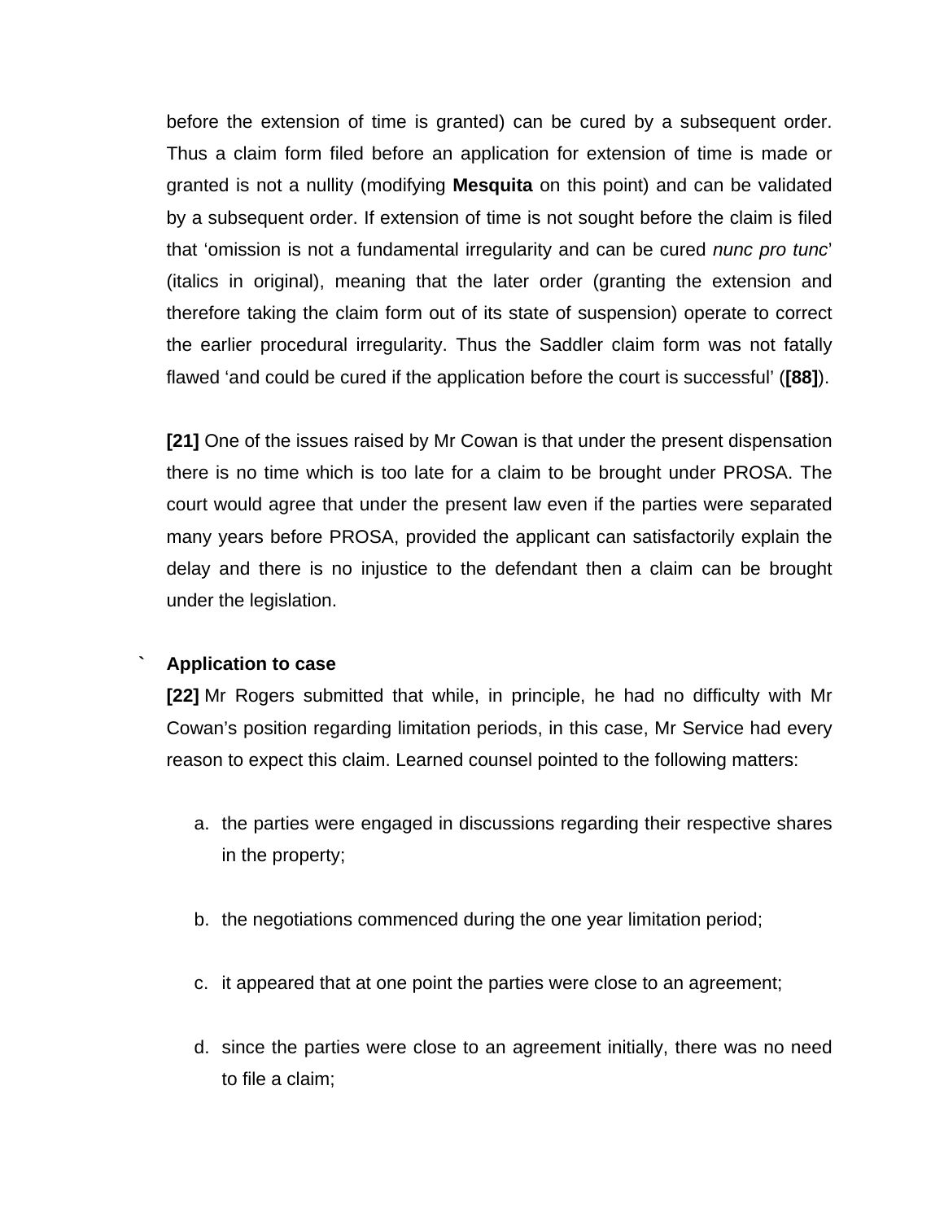before the extension of time is granted) can be cured by a subsequent order. Thus a claim form filed before an application for extension of time is made or granted is not a nullity (modifying **Mesquita** on this point) and can be validated by a subsequent order. If extension of time is not sought before the claim is filed that 'omission is not a fundamental irregularity and can be cured *nunc pro tunc*' (italics in original), meaning that the later order (granting the extension and therefore taking the claim form out of its state of suspension) operate to correct the earlier procedural irregularity. Thus the Saddler claim form was not fatally flawed 'and could be cured if the application before the court is successful' (**[88]**).

**[21]** One of the issues raised by Mr Cowan is that under the present dispensation there is no time which is too late for a claim to be brought under PROSA. The court would agree that under the present law even if the parties were separated many years before PROSA, provided the applicant can satisfactorily explain the delay and there is no injustice to the defendant then a claim can be brought under the legislation.

**Application to case**

**[22]** Mr Rogers submitted that while, in principle, he had no difficulty with Mr Cowan's position regarding limitation periods, in this case, Mr Service had every reason to expect this claim. Learned counsel pointed to the following matters:

a. the parties were engaged in discussions regarding their respective shares in the property;

b. the negotiations commenced during the one year limitation period;

c. it appeared that at one point the parties were close to an agreement;

d. since the parties were close to an agreement initially, there was no need to file a claim;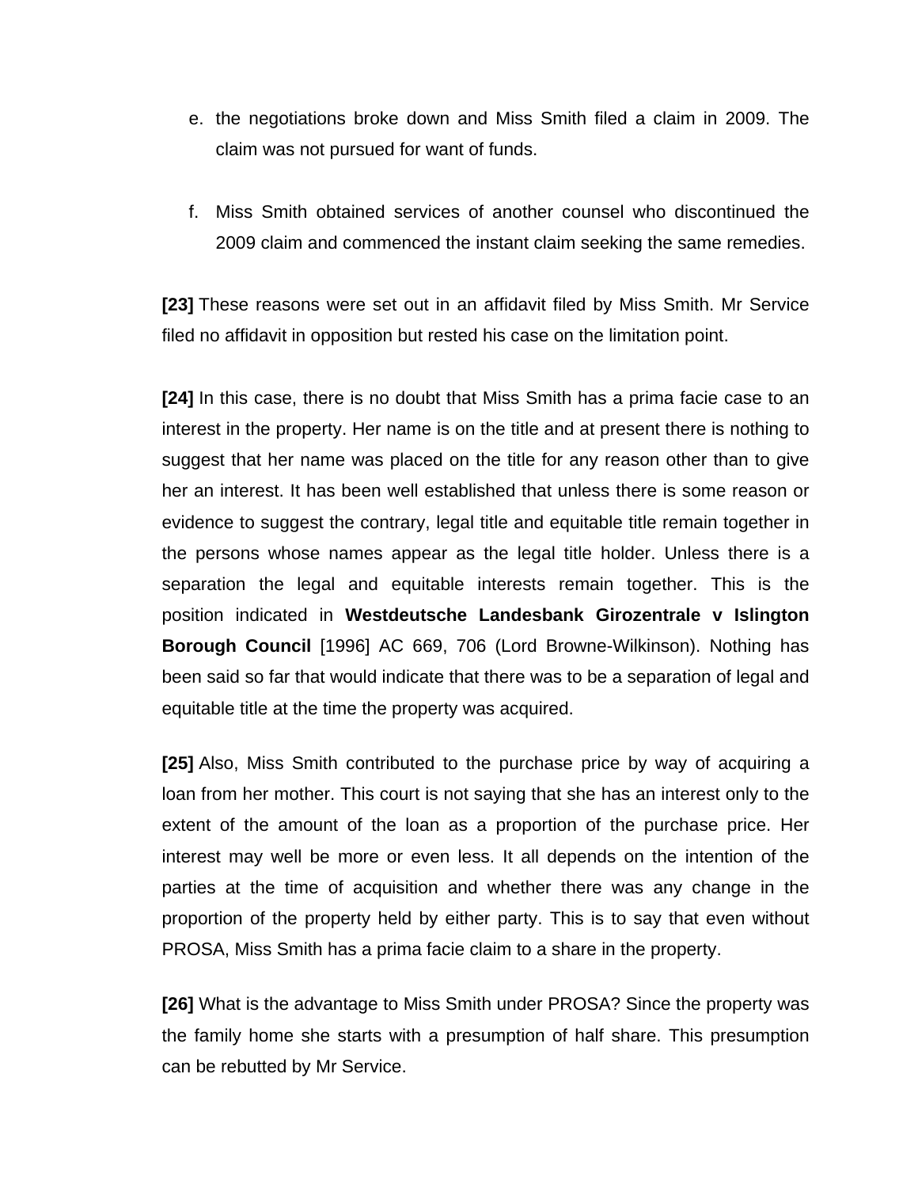e. the negotiations broke down and Miss Smith filed a claim in 2009. The claim was not pursued for want of funds.

f. Miss Smith obtained services of another counsel who discontinued the 2009 claim and commenced the instant claim seeking the same remedies.

**[23]** These reasons were set out in an affidavit filed by Miss Smith. Mr Service filed no affidavit in opposition but rested his case on the limitation point.

**[24]** In this case, there is no doubt that Miss Smith has a prima facie case to an interest in the property. Her name is on the title and at present there is nothing to suggest that her name was placed on the title for any reason other than to give her an interest. It has been well established that unless there is some reason or evidence to suggest the contrary, legal title and equitable title remain together in the persons whose names appear as the legal title holder. Unless there is a separation the legal and equitable interests remain together. This is the position indicated in **Westdeutsche Landesbank Girozentrale v Islington Borough Council** [1996] AC 669, 706 (Lord Browne-Wilkinson). Nothing has been said so far that would indicate that there was to be a separation of legal and equitable title at the time the property was acquired.

**[25]** Also, Miss Smith contributed to the purchase price by way of acquiring a loan from her mother. This court is not saying that she has an interest only to the extent of the amount of the loan as a proportion of the purchase price. Her interest may well be more or even less. It all depends on the intention of the parties at the time of acquisition and whether there was any change in the proportion of the property held by either party. This is to say that even without PROSA, Miss Smith has a prima facie claim to a share in the property.

**[26]** What is the advantage to Miss Smith under PROSA? Since the property was the family home she starts with a presumption of half share. This presumption can be rebutted by Mr Service.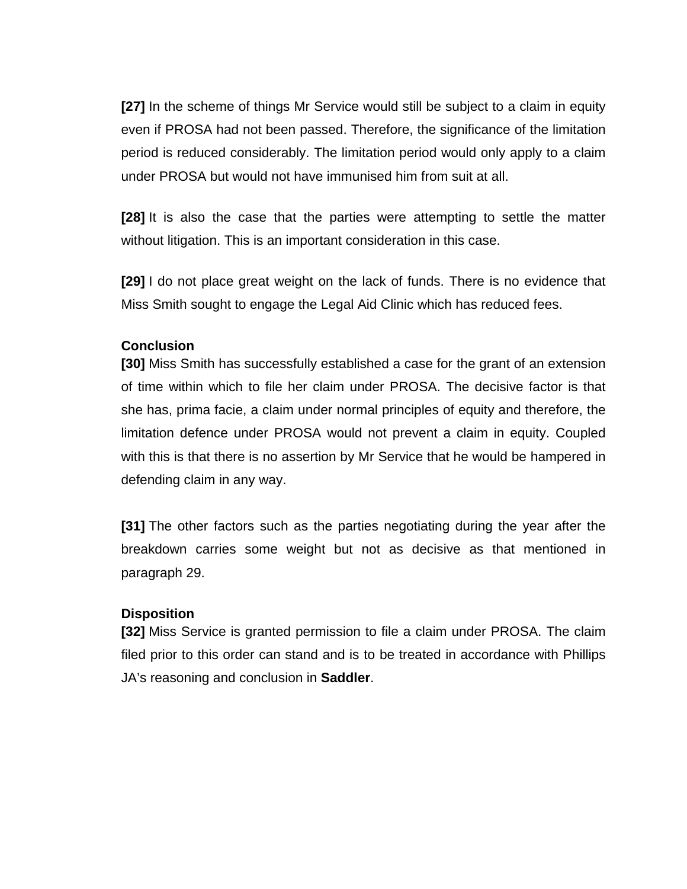**[27]** In the scheme of things Mr Service would still be subject to a claim in equity even if PROSA had not been passed. Therefore, the significance of the limitation period is reduced considerably. The limitation period would only apply to a claim under PROSA but would not have immunised him from suit at all.

**[28]** It is also the case that the parties were attempting to settle the matter without litigation. This is an important consideration in this case.

**[29]** I do not place great weight on the lack of funds. There is no evidence that Miss Smith sought to engage the Legal Aid Clinic which has reduced fees.

**Conclusion**

**[30]** Miss Smith has successfully established a case for the grant of an extension of time within which to file her claim under PROSA. The decisive factor is that she has, prima facie, a claim under normal principles of equity and therefore, the limitation defence under PROSA would not prevent a claim in equity. Coupled with this is that there is no assertion by Mr Service that he would be hampered in defending claim in any way.

**[31]** The other factors such as the parties negotiating during the year after the breakdown carries some weight but not as decisive as that mentioned in paragraph 29.

**Disposition**

**[32]** Miss Service is granted permission to file a claim under PROSA. The claim filed prior to this order can stand and is to be treated in accordance with Phillips JA's reasoning and conclusion in **Saddler**.